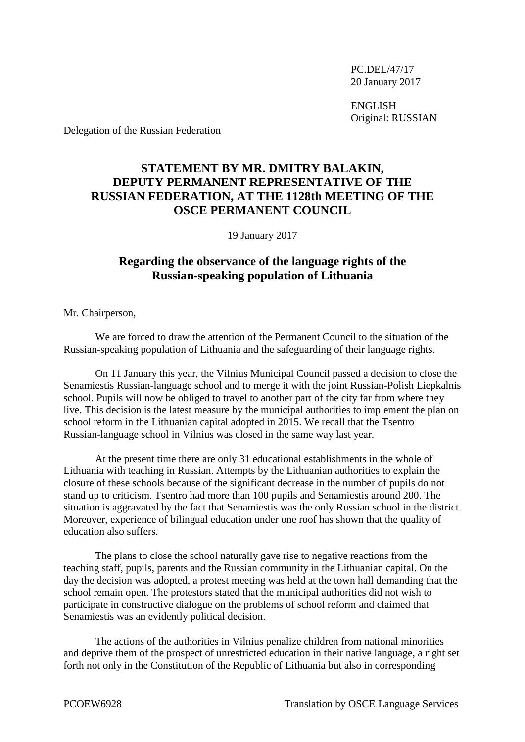PC.DEL/47/17
20 January 2017

ENGLISH
Original: RUSSIAN

Delegation of the Russian Federation

# STATEMENT BY MR. DMITRY BALAKIN, DEPUTY PERMANENT REPRESENTATIVE OF THE RUSSIAN FEDERATION, AT THE 1128th MEETING OF THE OSCE PERMANENT COUNCIL

19 January 2017

## Regarding the observance of the language rights of the Russian-speaking population of Lithuania

Mr. Chairperson,

We are forced to draw the attention of the Permanent Council to the situation of the Russian-speaking population of Lithuania and the safeguarding of their language rights.

On 11 January this year, the Vilnius Municipal Council passed a decision to close the Senamiestis Russian-language school and to merge it with the joint Russian-Polish Liepkalnis school. Pupils will now be obliged to travel to another part of the city far from where they live. This decision is the latest measure by the municipal authorities to implement the plan on school reform in the Lithuanian capital adopted in 2015. We recall that the Tsentro Russian-language school in Vilnius was closed in the same way last year.

At the present time there are only 31 educational establishments in the whole of Lithuania with teaching in Russian. Attempts by the Lithuanian authorities to explain the closure of these schools because of the significant decrease in the number of pupils do not stand up to criticism. Tsentro had more than 100 pupils and Senamiestis around 200. The situation is aggravated by the fact that Senamiestis was the only Russian school in the district. Moreover, experience of bilingual education under one roof has shown that the quality of education also suffers.

The plans to close the school naturally gave rise to negative reactions from the teaching staff, pupils, parents and the Russian community in the Lithuanian capital. On the day the decision was adopted, a protest meeting was held at the town hall demanding that the school remain open. The protestors stated that the municipal authorities did not wish to participate in constructive dialogue on the problems of school reform and claimed that Senamiestis was an evidently political decision.

The actions of the authorities in Vilnius penalize children from national minorities and deprive them of the prospect of unrestricted education in their native language, a right set forth not only in the Constitution of the Republic of Lithuania but also in corresponding

PCOEW6928 Translation by OSCE Language Services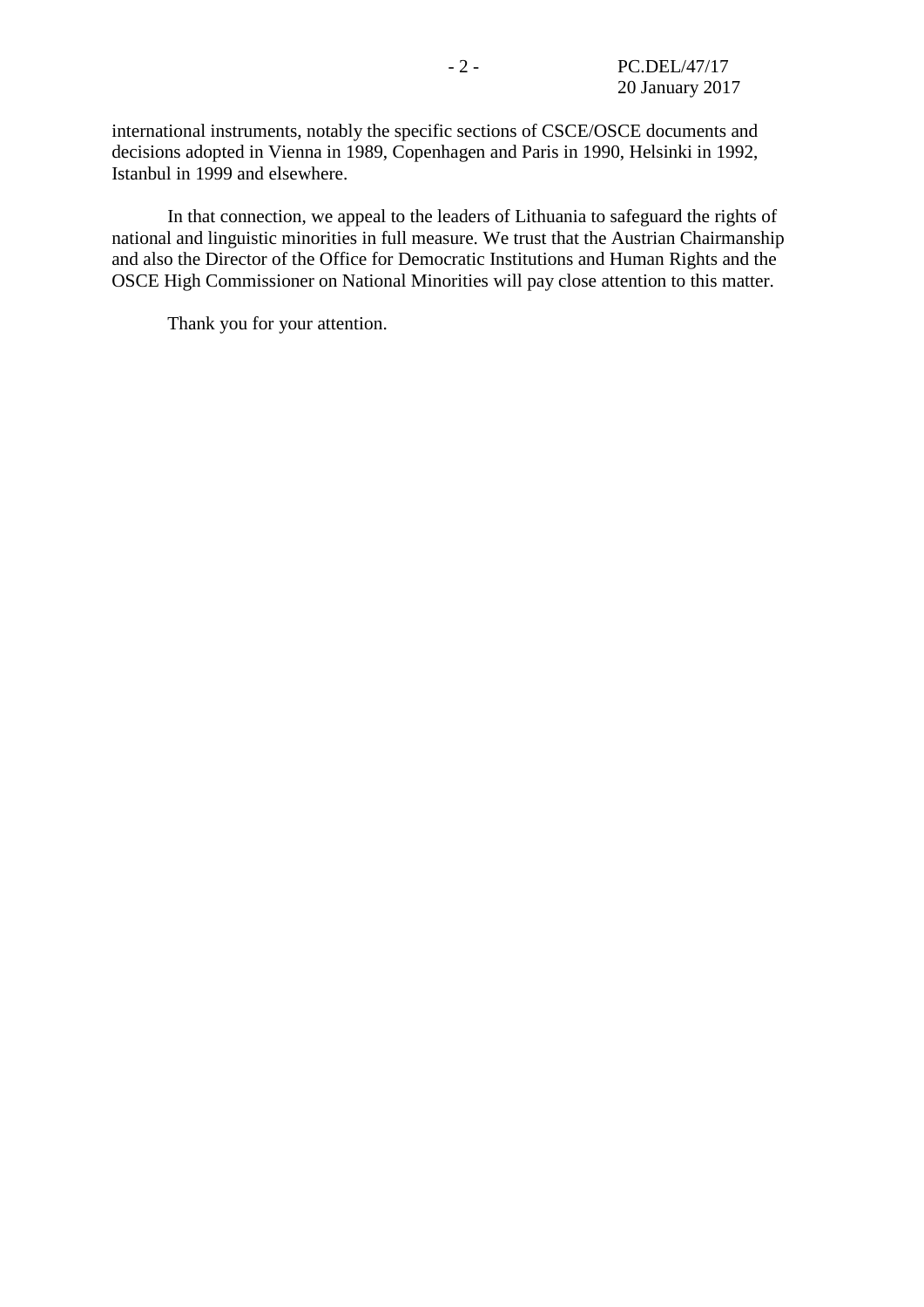international instruments, notably the specific sections of CSCE/OSCE documents and decisions adopted in Vienna in 1989, Copenhagen and Paris in 1990, Helsinki in 1992, Istanbul in 1999 and elsewhere.

In that connection, we appeal to the leaders of Lithuania to safeguard the rights of national and linguistic minorities in full measure. We trust that the Austrian Chairmanship and also the Director of the Office for Democratic Institutions and Human Rights and the OSCE High Commissioner on National Minorities will pay close attention to this matter.

Thank you for your attention.